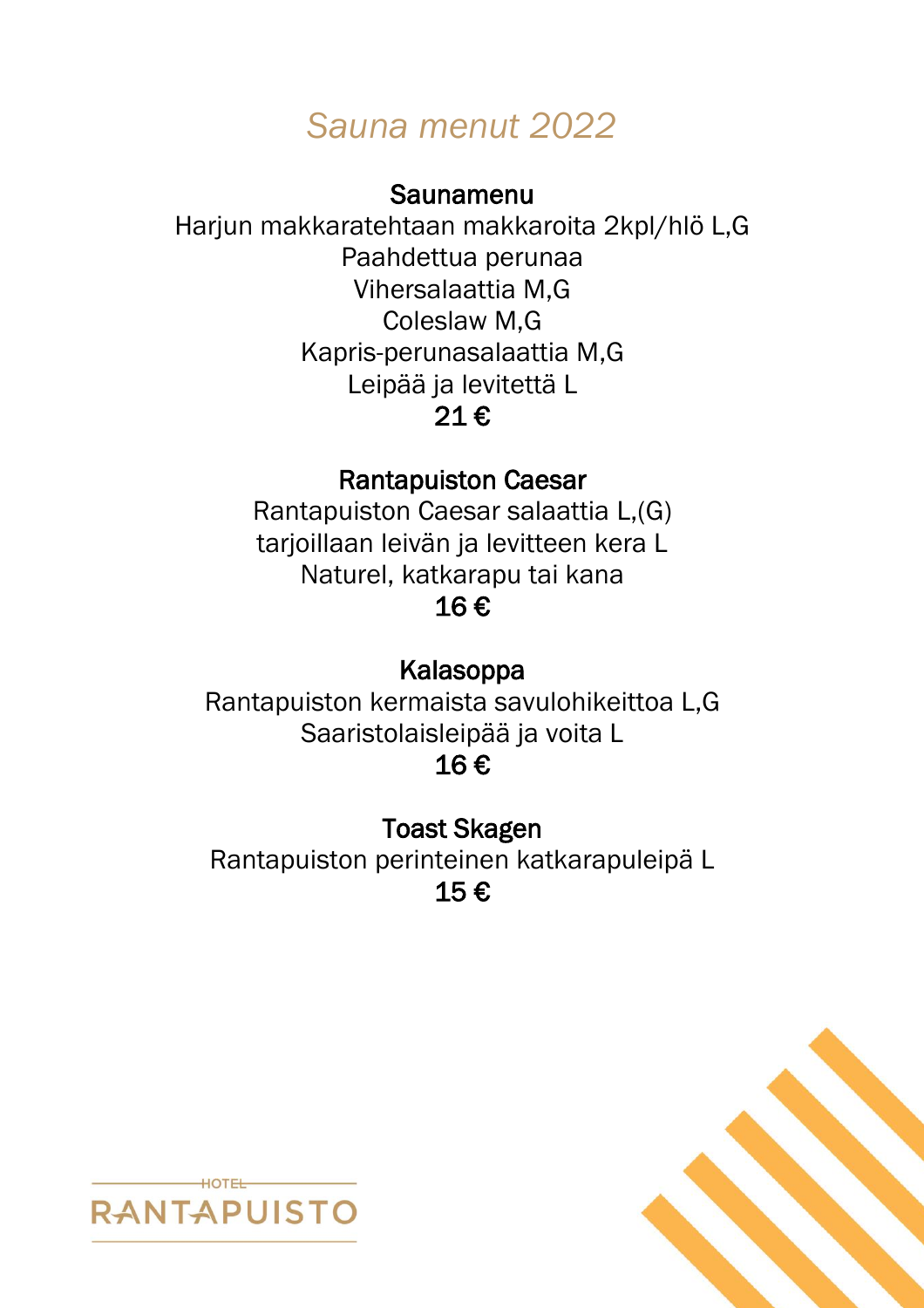# *Sauna menut 2022*

## Saunamenu

Harjun makkaratehtaan makkaroita 2kpl/hlö L,G
Paahdettua perunaa
Vihersalaattia M,G
Coleslaw M,G
Kapris-perunasalaattia M,G
Leipää ja levitettä L
**21 €**

## Rantapuiston Caesar

Rantapuiston Caesar salaattia L,(G)
tarjoillaan leivän ja levitteen kera L
Naturel, katkarapu tai kana
**16 €**

## Kalasoppa

Rantapuiston kermaista savulohikeittoa L,G
Saaristolaisleipää ja voita L
**16 €**

## Toast Skagen

Rantapuiston perinteinen katkarapuleipä L
**15 €**

HOTEL RANTAPUISTO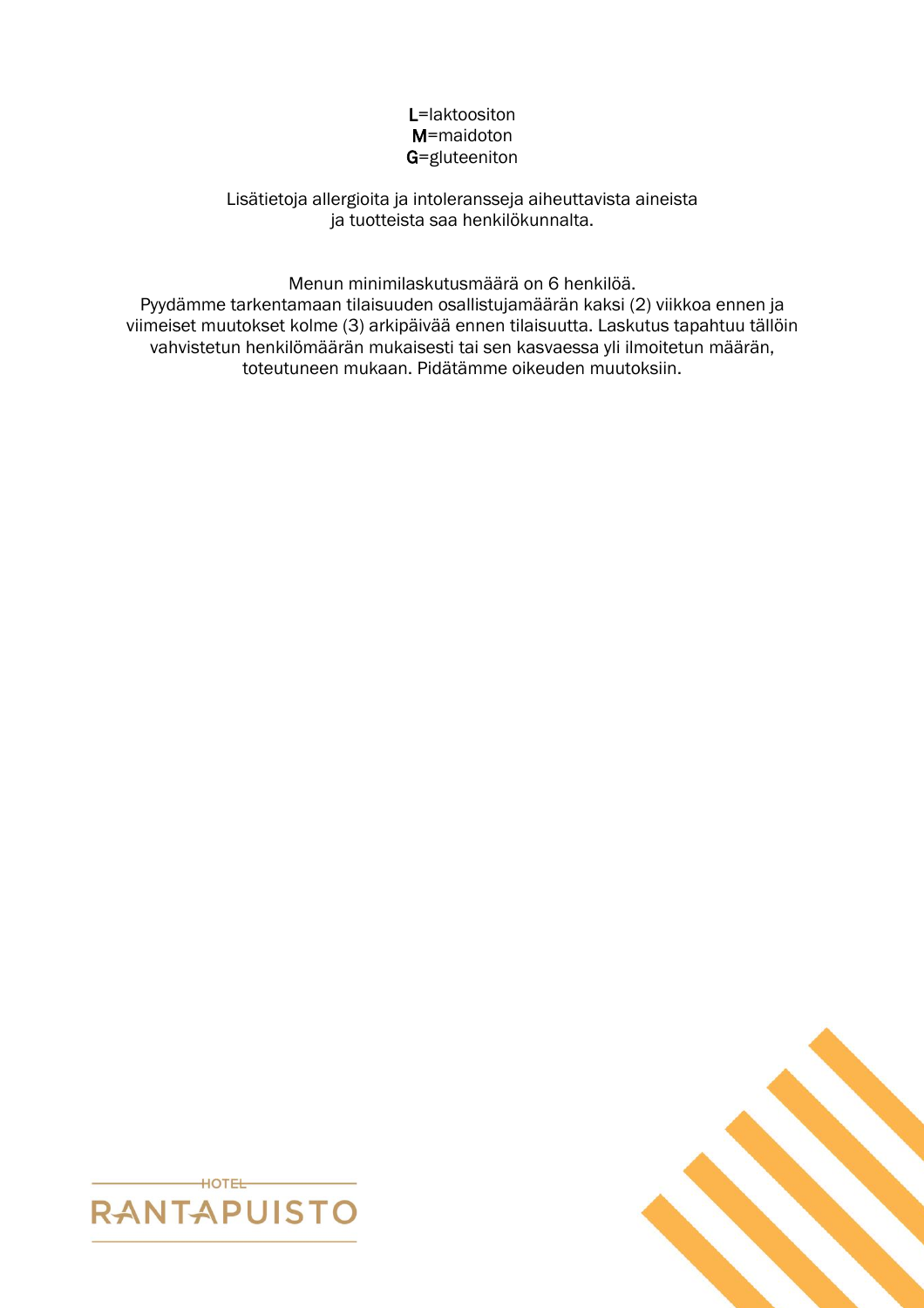**L**=laktoositon
**M**=maidoton
**G**=gluteeniton

Lisätietoja allergioita ja intoleransseja aiheuttavista aineista
ja tuotteista saa henkilökunnalta.

Menun minimilaskutusmäärä on 6 henkilöä.
Pyydämme tarkentamaan tilaisuuden osallistujamäärän kaksi (2) viikkoa ennen ja viimeiset muutokset kolme (3) arkipäivää ennen tilaisuutta. Laskutus tapahtuu tällöin vahvistetun henkilömäärän mukaisesti tai sen kasvaessa yli ilmoitetun määrän, toteutuneen mukaan. Pidätämme oikeuden muutoksiin.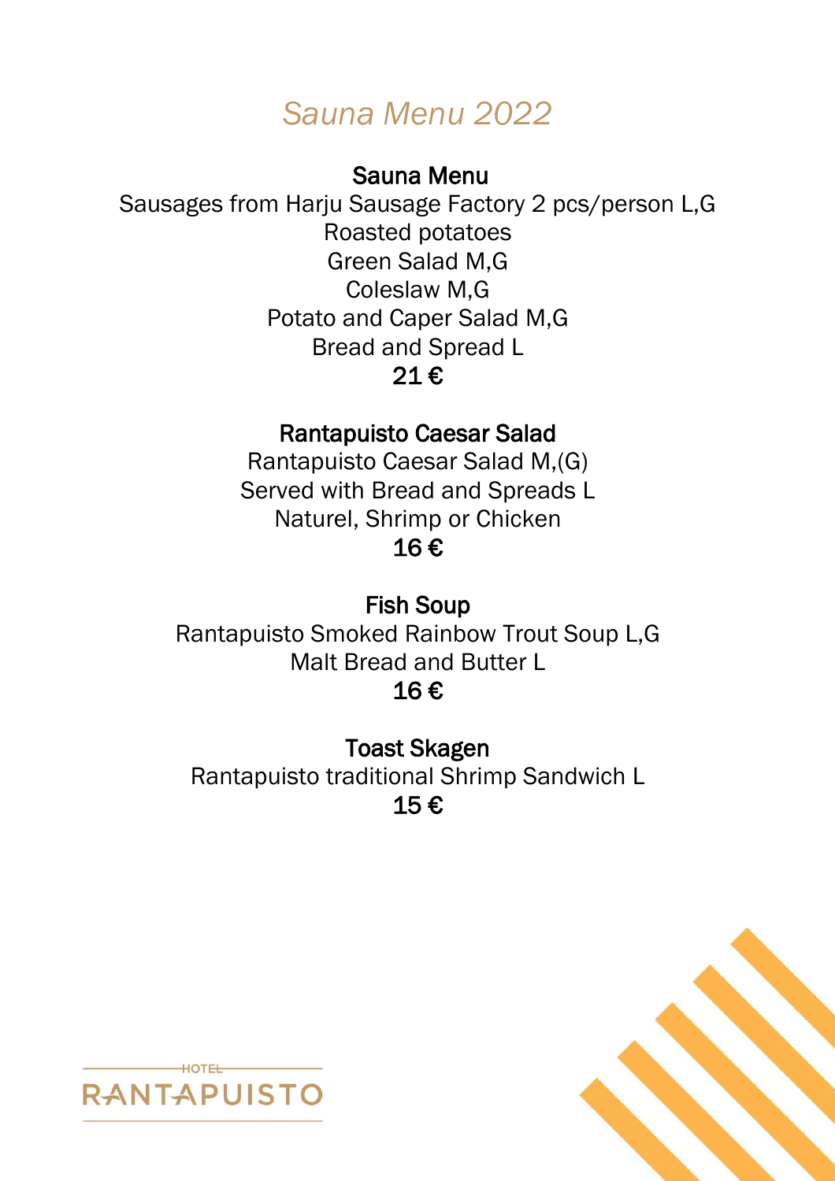# *Sauna Menu 2022*

## Sauna Menu

Sausages from Harju Sausage Factory 2 pcs/person L,G
Roasted potatoes
Green Salad M,G
Coleslaw M,G
Potato and Caper Salad M,G
Bread and Spread L

**21 €**

## Rantapuisto Caesar Salad

Rantapuisto Caesar Salad M,(G)
Served with Bread and Spreads L
Naturel, Shrimp or Chicken

**16 €**

## Fish Soup

Rantapuisto Smoked Rainbow Trout Soup L,G
Malt Bread and Butter L

**16 €**

## Toast Skagen

Rantapuisto traditional Shrimp Sandwich L

**15 €**

HOTEL RANTAPUISTO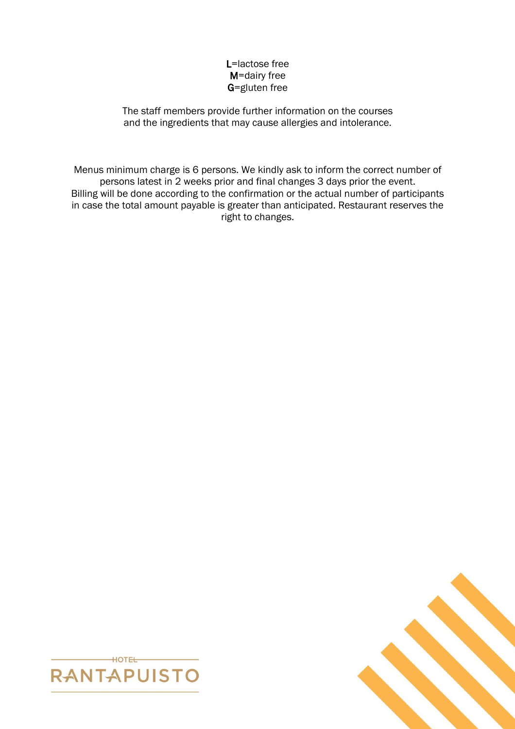**L**=lactose free
**M**=dairy free
**G**=gluten free

The staff members provide further information on the courses and the ingredients that may cause allergies and intolerance.

Menus minimum charge is 6 persons. We kindly ask to inform the correct number of persons latest in 2 weeks prior and final changes 3 days prior the event. Billing will be done according to the confirmation or the actual number of participants in case the total amount payable is greater than anticipated. Restaurant reserves the right to changes.

HOTEL RANTAPUISTO